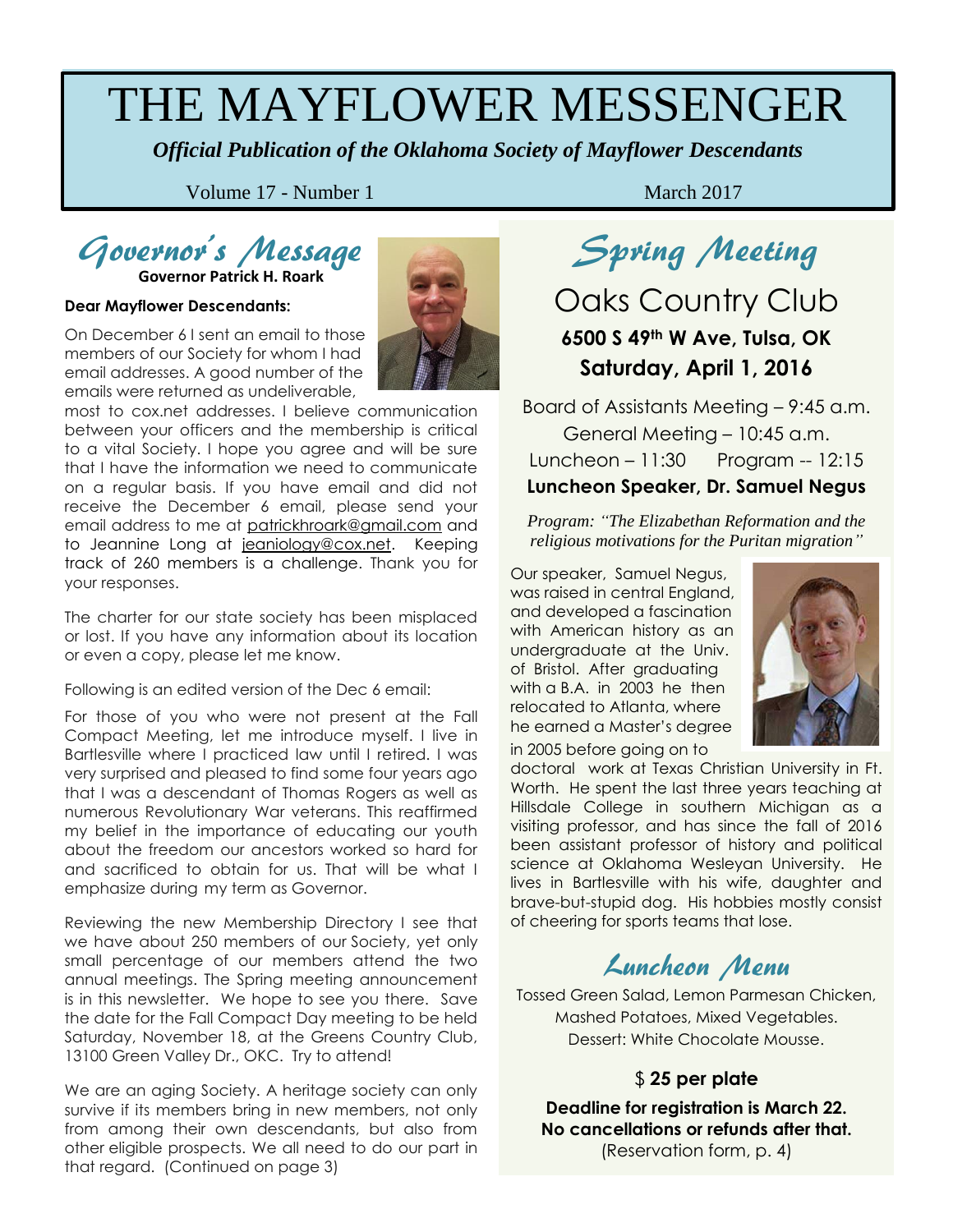# THE MAYFLOWER MESSENGER

***Official Publication of the Oklahoma Society of Mayflower Descendants***

Volume 17 - Number 1 March 2017

## *Governor's Message*

**Governor Patrick H. Roark**

**Dear Mayflower Descendants:**

On December 6 I sent an email to those members of our Society for whom I had email addresses. A good number of the emails were returned as undeliverable, most to cox.net addresses. I believe communication between your officers and the membership is critical to a vital Society. I hope you agree and will be sure that I have the information we need to communicate on a regular basis. If you have email and did not receive the December 6 email, please send your email address to me at patrickhroark@gmail.com and to Jeannine Long at jeaniology@cox.net. Keeping track of 260 members is a challenge. Thank you for your responses.

The charter for our state society has been misplaced or lost. If you have any information about its location or even a copy, please let me know.

Following is an edited version of the Dec 6 email:

For those of you who were not present at the Fall Compact Meeting, let me introduce myself. I live in Bartlesville where I practiced law until I retired. I was very surprised and pleased to find some four years ago that I was a descendant of Thomas Rogers as well as numerous Revolutionary War veterans. This reaffirmed my belief in the importance of educating our youth about the freedom our ancestors worked so hard for and sacrificed to obtain for us. That will be what I emphasize during my term as Governor.

Reviewing the new Membership Directory I see that we have about 250 members of our Society, yet only small percentage of our members attend the two annual meetings. The Spring meeting announcement is in this newsletter. We hope to see you there. Save the date for the Fall Compact Day meeting to be held Saturday, November 18, at the Greens Country Club, 13100 Green Valley Dr., OKC. Try to attend!

We are an aging Society. A heritage society can only survive if its members bring in new members, not only from among their own descendants, but also from other eligible prospects. We all need to do our part in that regard. (Continued on page 3)

## *Spring Meeting*

### Oaks Country Club

**6500 S 49th W Ave, Tulsa, OK**

**Saturday, April 1, 2016**

Board of Assistants Meeting – 9:45 a.m.
General Meeting – 10:45 a.m.
Luncheon – 11:30 Program -- 12:15

**Luncheon Speaker, Dr. Samuel Negus**

*Program: "The Elizabethan Reformation and the religious motivations for the Puritan migration"*

Our speaker, Samuel Negus, was raised in central England, and developed a fascination with American history as an undergraduate at the Univ. of Bristol. After graduating with a B.A. in 2003 he then relocated to Atlanta, where he earned a Master's degree in 2005 before going on to doctoral work at Texas Christian University in Ft. Worth. He spent the last three years teaching at Hillsdale College in southern Michigan as a visiting professor, and has since the fall of 2016 been assistant professor of history and political science at Oklahoma Wesleyan University. He lives in Bartlesville with his wife, daughter and brave-but-stupid dog. His hobbies mostly consist of cheering for sports teams that lose.

## *Luncheon Menu*

Tossed Green Salad, Lemon Parmesan Chicken, Mashed Potatoes, Mixed Vegetables.
Dessert: White Chocolate Mousse.

$ **25 per plate**

**Deadline for registration is March 22.**
**No cancellations or refunds after that.**
(Reservation form, p. 4)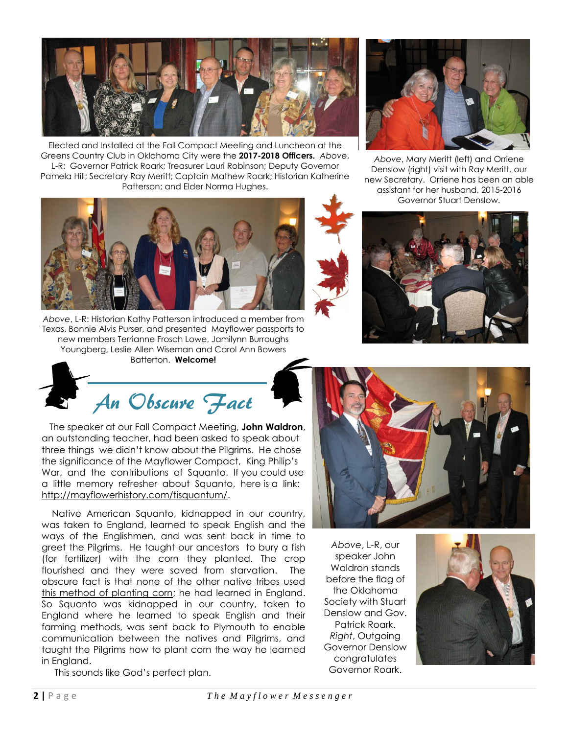Elected and Installed at the Fall Compact Meeting and Luncheon at the Greens Country Club in Oklahoma City were the **2017-2018 Officers.** *Above*, L-R: Governor Patrick Roark; Treasurer Lauri Robinson; Deputy Governor Pamela Hill; Secretary Ray Meritt; Captain Mathew Roark; Historian Katherine Patterson; and Elder Norma Hughes.

*Above*, Mary Meritt (left) and Orriene Denslow (right) visit with Ray Meritt, our new Secretary. Orriene has been an able assistant for her husband, 2015-2016 Governor Stuart Denslow.

*Above*, L-R: Historian Kathy Patterson introduced a member from Texas, Bonnie Alvis Purser, and presented Mayflower passports to new members Terrianne Frosch Lowe, Jamilynn Burroughs Youngberg, Leslie Allen Wiseman and Carol Ann Bowers Batterton. **Welcome!**

## An Obscure Fact

The speaker at our Fall Compact Meeting, **John Waldron**, an outstanding teacher, had been asked to speak about three things we didn't know about the Pilgrims. He chose the significance of the Mayflower Compact, King Philip's War, and the contributions of Squanto. If you could use a little memory refresher about Squanto, here is a link: http://mayflowerhistory.com/tisquantum/.

Native American Squanto, kidnapped in our country, was taken to England, learned to speak English and the ways of the Englishmen, and was sent back in time to greet the Pilgrims. He taught our ancestors to bury a fish (for fertilizer) with the corn they planted. The crop flourished and they were saved from starvation. The obscure fact is that none of the other native tribes used this method of planting corn; he had learned in England. So Squanto was kidnapped in our country, taken to England where he learned to speak English and their farming methods, was sent back to Plymouth to enable communication between the natives and Pilgrims, and taught the Pilgrims how to plant corn the way he learned in England.

This sounds like God's perfect plan.

*Above*, L-R, our speaker John Waldron stands before the flag of the Oklahoma Society with Stuart Denslow and Gov. Patrick Roark. *Right*, Outgoing Governor Denslow congratulates Governor Roark.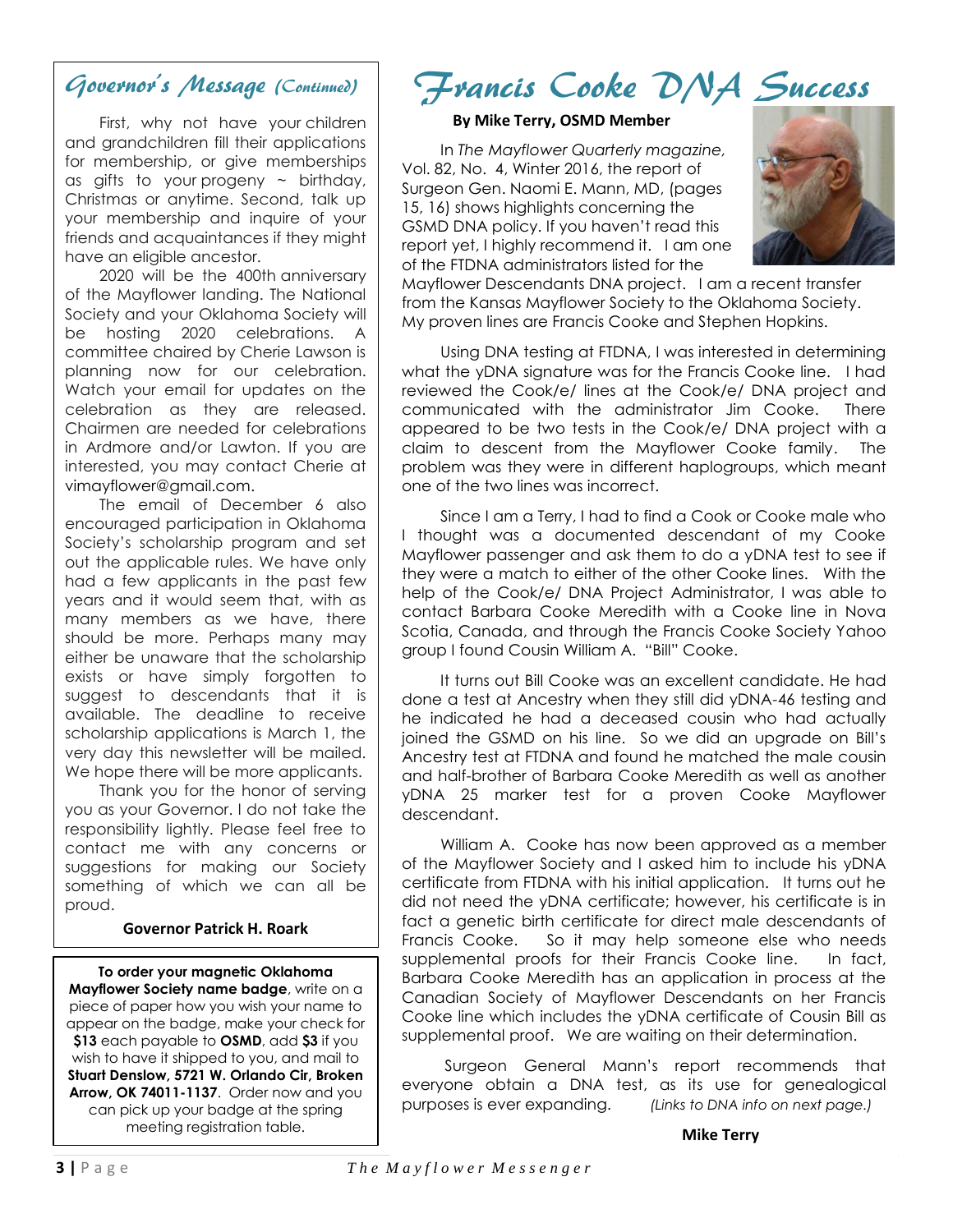## *Governor's Message (Continued)*

First, why not have your children and grandchildren fill their applications for membership, or give memberships as gifts to your progeny ~ birthday, Christmas or anytime. Second, talk up your membership and inquire of your friends and acquaintances if they might have an eligible ancestor.

2020 will be the 400th anniversary of the Mayflower landing. The National Society and your Oklahoma Society will be hosting 2020 celebrations. A committee chaired by Cherie Lawson is planning now for our celebration. Watch your email for updates on the celebration as they are released. Chairmen are needed for celebrations in Ardmore and/or Lawton. If you are interested, you may contact Cherie at vimayflower@gmail.com.

The email of December 6 also encouraged participation in Oklahoma Society's scholarship program and set out the applicable rules. We have only had a few applicants in the past few years and it would seem that, with as many members as we have, there should be more. Perhaps many may either be unaware that the scholarship exists or have simply forgotten to suggest to descendants that it is available. The deadline to receive scholarship applications is March 1, the very day this newsletter will be mailed. We hope there will be more applicants.

Thank you for the honor of serving you as your Governor. I do not take the responsibility lightly. Please feel free to contact me with any concerns or suggestions for making our Society something of which we can all be proud.

**Governor Patrick H. Roark**

**To order your magnetic Oklahoma Mayflower Society name badge**, write on a piece of paper how you wish your name to appear on the badge, make your check for **$13** each payable to **OSMD**, add **$3** if you wish to have it shipped to you, and mail to **Stuart Denslow, 5721 W. Orlando Cir, Broken Arrow, OK 74011-1137**. Order now and you can pick up your badge at the spring meeting registration table.

# *Francis Cooke DNA Success*

**By Mike Terry, OSMD Member**

In *The Mayflower Quarterly magazine*, Vol. 82, No. 4, Winter 2016, the report of Surgeon Gen. Naomi E. Mann, MD, (pages 15, 16) shows highlights concerning the GSMD DNA policy. If you haven't read this report yet, I highly recommend it. I am one of the FTDNA administrators listed for the Mayflower Descendants DNA project. I am a recent transfer from the Kansas Mayflower Society to the Oklahoma Society. My proven lines are Francis Cooke and Stephen Hopkins.

Using DNA testing at FTDNA, I was interested in determining what the yDNA signature was for the Francis Cooke line. I had reviewed the Cook/e/ lines at the Cook/e/ DNA project and communicated with the administrator Jim Cooke. There appeared to be two tests in the Cook/e/ DNA project with a claim to descent from the Mayflower Cooke family. The problem was they were in different haplogroups, which meant one of the two lines was incorrect.

Since I am a Terry, I had to find a Cook or Cooke male who I thought was a documented descendant of my Cooke Mayflower passenger and ask them to do a yDNA test to see if they were a match to either of the other Cooke lines. With the help of the Cook/e/ DNA Project Administrator, I was able to contact Barbara Cooke Meredith with a Cooke line in Nova Scotia, Canada, and through the Francis Cooke Society Yahoo group I found Cousin William A. "Bill" Cooke.

It turns out Bill Cooke was an excellent candidate. He had done a test at Ancestry when they still did yDNA-46 testing and he indicated he had a deceased cousin who had actually joined the GSMD on his line. So we did an upgrade on Bill's Ancestry test at FTDNA and found he matched the male cousin and half-brother of Barbara Cooke Meredith as well as another yDNA 25 marker test for a proven Cooke Mayflower descendant.

William A. Cooke has now been approved as a member of the Mayflower Society and I asked him to include his yDNA certificate from FTDNA with his initial application. It turns out he did not need the yDNA certificate; however, his certificate is in fact a genetic birth certificate for direct male descendants of Francis Cooke. So it may help someone else who needs supplemental proofs for their Francis Cooke line. In fact, Barbara Cooke Meredith has an application in process at the Canadian Society of Mayflower Descendants on her Francis Cooke line which includes the yDNA certificate of Cousin Bill as supplemental proof. We are waiting on their determination.

Surgeon General Mann's report recommends that everyone obtain a DNA test, as its use for genealogical purposes is ever expanding. *(Links to DNA info on next page.)*

**Mike Terry**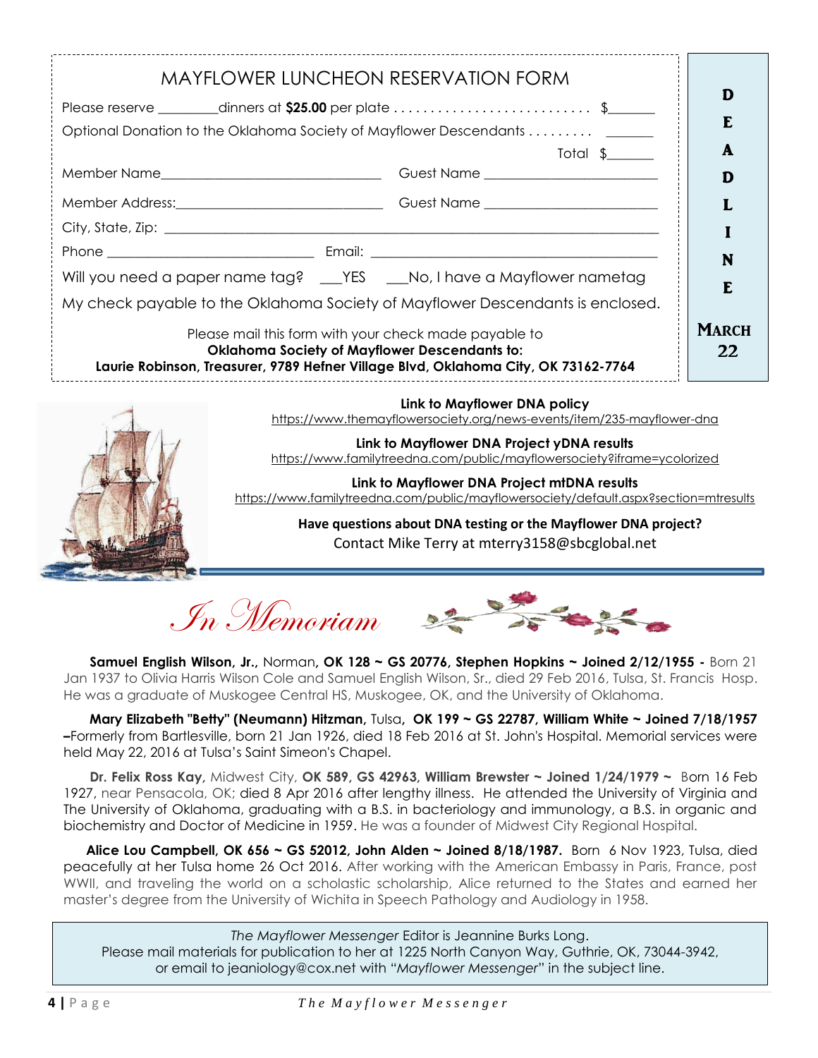## MAYFLOWER LUNCHEON RESERVATION FORM

Please reserve ________dinners at **$25.00** per plate . . . . . . . . . . . . . . . . . . . . . . . . . . $_______

Optional Donation to the Oklahoma Society of Mayflower Descendants . . . . . . . . . _______

Total $_______

Member Name______________________________ Guest Name ________________________

Member Address:___________________________ Guest Name ________________________

City, State, Zip: ________________________________________________________________

Phone ____________________________ Email: ______________________________________

Will you need a paper name tag? ___YES ___No, I have a Mayflower nametag

My check payable to the Oklahoma Society of Mayflower Descendants is enclosed.

Please mail this form with your check made payable to
**Oklahoma Society of Mayflower Descendants to:**
**Laurie Robinson, Treasurer, 9789 Hefner Village Blvd, Oklahoma City, OK 73162-7764**

**DEADLINE**
**MARCH 22**

**Link to Mayflower DNA policy**
https://www.themayflowersociety.org/news-events/item/235-mayflower-dna

**Link to Mayflower DNA Project yDNA results**
https://www.familytreedna.com/public/mayflowersociety?iframe=ycolorized

**Link to Mayflower DNA Project mtDNA results**
https://www.familytreedna.com/public/mayflowersociety/default.aspx?section=mtresults

**Have questions about DNA testing or the Mayflower DNA project?**
Contact Mike Terry at mterry3158@sbcglobal.net

## *In Memoriam*

**Samuel English Wilson, Jr.,** Norman**, OK 128 ~ GS 20776, Stephen Hopkins ~ Joined 2/12/1955 -** Born 21 Jan 1937 to Olivia Harris Wilson Cole and Samuel English Wilson, Sr., died 29 Feb 2016, Tulsa, St. Francis Hosp. He was a graduate of Muskogee Central HS, Muskogee, OK, and the University of Oklahoma.

**Mary Elizabeth "Betty" (Neumann) Hitzman,** Tulsa**, OK 199 ~ GS 22787, William White ~ Joined 7/18/1957 –**Formerly from Bartlesville, born 21 Jan 1926, died 18 Feb 2016 at St. John's Hospital. Memorial services were held May 22, 2016 at Tulsa's Saint Simeon's Chapel.

**Dr. Felix Ross Kay,** Midwest City, **OK 589, GS 42963, William Brewster ~ Joined 1/24/1979 ~** Born 16 Feb 1927, near Pensacola, OK; died 8 Apr 2016 after lengthy illness. He attended the University of Virginia and The University of Oklahoma, graduating with a B.S. in bacteriology and immunology, a B.S. in organic and biochemistry and Doctor of Medicine in 1959. He was a founder of Midwest City Regional Hospital.

**Alice Lou Campbell, OK 656 ~ GS 52012, John Alden ~ Joined 8/18/1987.** Born 6 Nov 1923, Tulsa, died peacefully at her Tulsa home 26 Oct 2016. After working with the American Embassy in Paris, France, post WWII, and traveling the world on a scholastic scholarship, Alice returned to the States and earned her master's degree from the University of Wichita in Speech Pathology and Audiology in 1958.

*The Mayflower Messenger* Editor is Jeannine Burks Long.
Please mail materials for publication to her at 1225 North Canyon Way, Guthrie, OK, 73044-3942, or email to jeaniology@cox.net with "*Mayflower Messenger*" in the subject line.